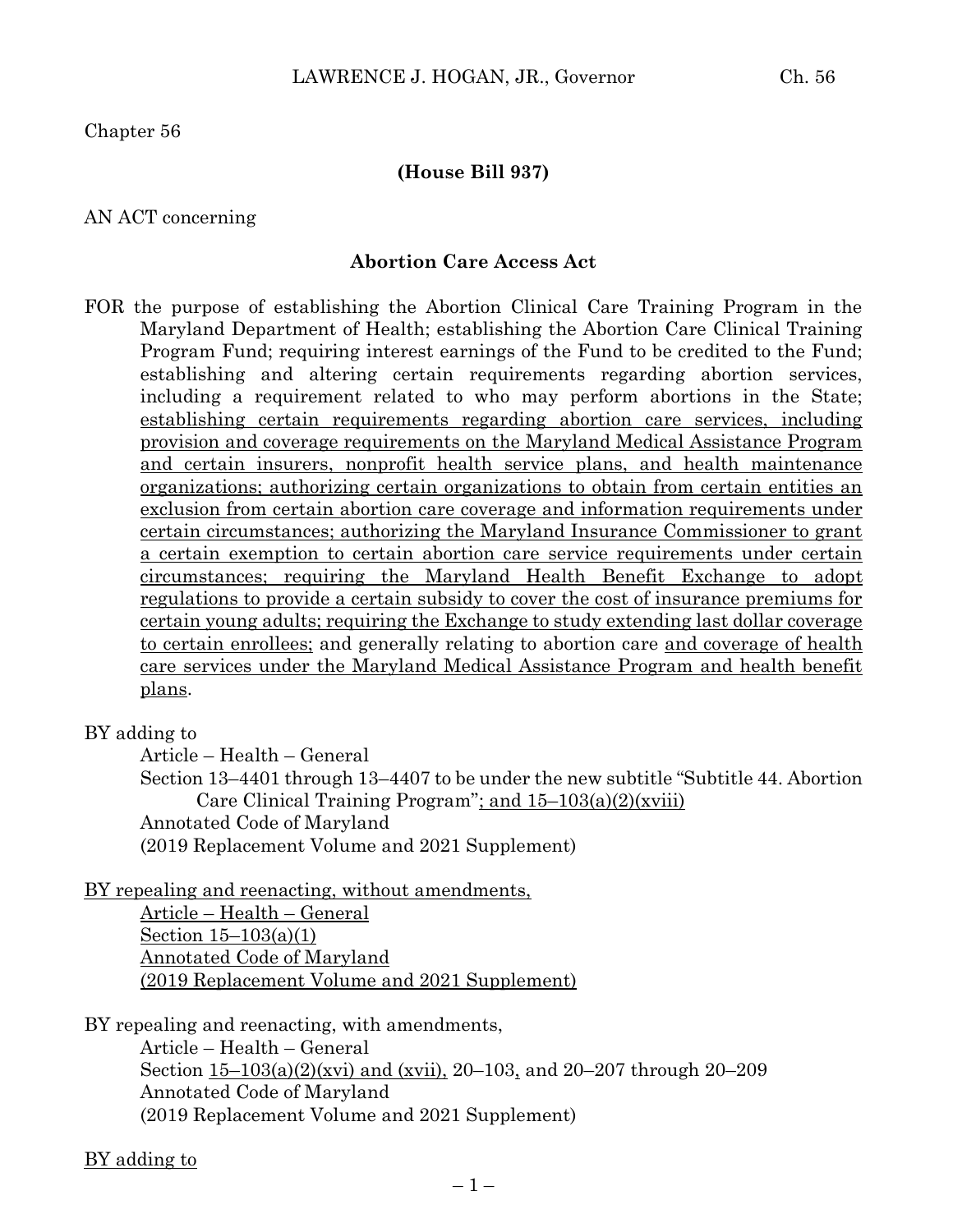Chapter 56

**(House Bill 937)**

AN ACT concerning

**Abortion Care Access Act**

FOR the purpose of establishing the Abortion Clinical Care Training Program in the Maryland Department of Health; establishing the Abortion Care Clinical Training Program Fund; requiring interest earnings of the Fund to be credited to the Fund; establishing and altering certain requirements regarding abortion services, including a requirement related to who may perform abortions in the State; establishing certain requirements regarding abortion care services, including provision and coverage requirements on the Maryland Medical Assistance Program and certain insurers, nonprofit health service plans, and health maintenance organizations; authorizing certain organizations to obtain from certain entities an exclusion from certain abortion care coverage and information requirements under certain circumstances; authorizing the Maryland Insurance Commissioner to grant a certain exemption to certain abortion care service requirements under certain circumstances; requiring the Maryland Health Benefit Exchange to adopt regulations to provide a certain subsidy to cover the cost of insurance premiums for certain young adults; requiring the Exchange to study extending last dollar coverage to certain enrollees; and generally relating to abortion care and coverage of health care services under the Maryland Medical Assistance Program and health benefit plans.

BY adding to

Article – Health – General

Section 13–4401 through 13–4407 to be under the new subtitle "Subtitle 44. Abortion Care Clinical Training Program"; and 15–103(a)(2)(xviii)

Annotated Code of Maryland

(2019 Replacement Volume and 2021 Supplement)

BY repealing and reenacting, without amendments,

Article – Health – General

Section 15–103(a)(1)

Annotated Code of Maryland

(2019 Replacement Volume and 2021 Supplement)

BY repealing and reenacting, with amendments,

Article – Health – General

Section 15–103(a)(2)(xvi) and (xvii), 20–103, and 20–207 through 20–209

Annotated Code of Maryland

(2019 Replacement Volume and 2021 Supplement)

BY adding to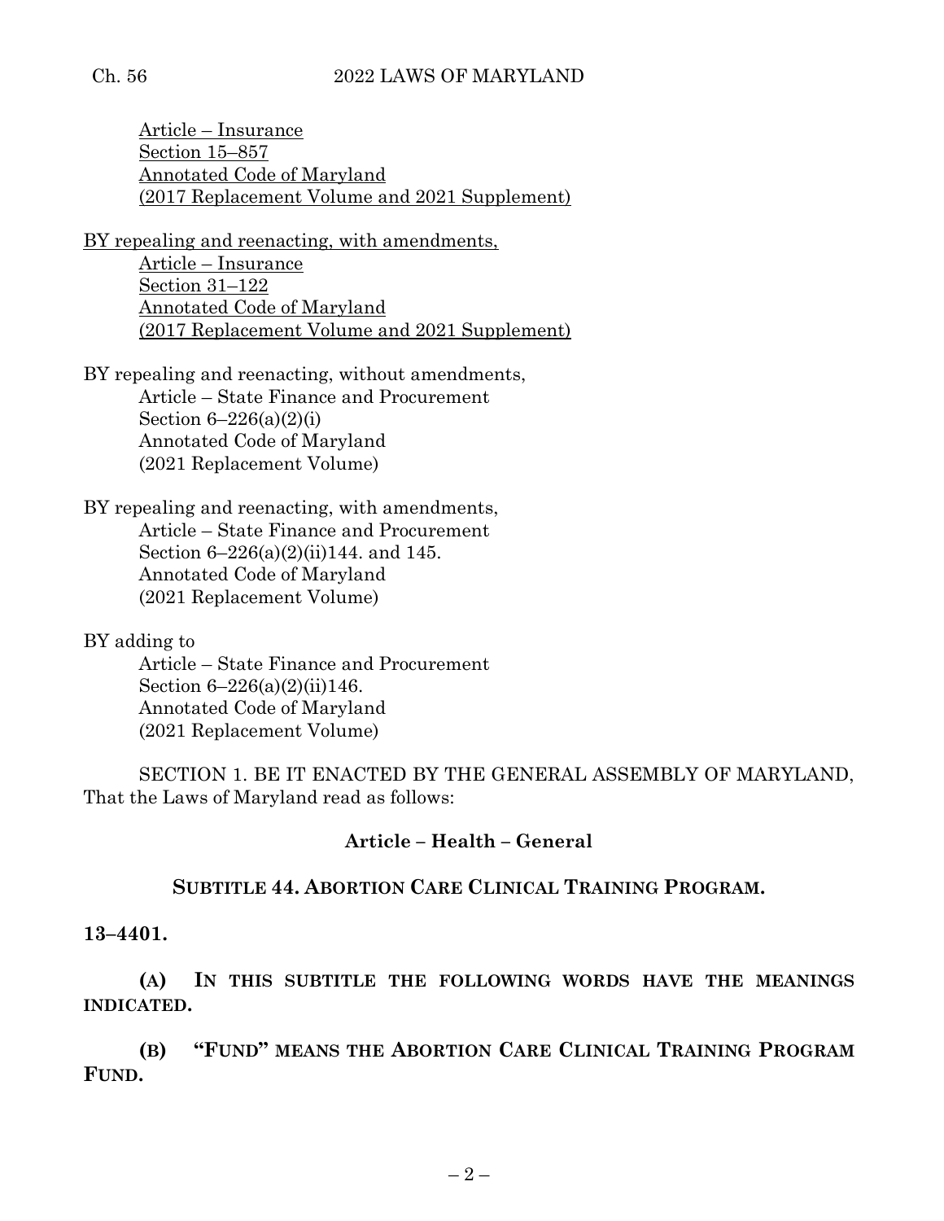Article – Insurance
Section 15–857
Annotated Code of Maryland
(2017 Replacement Volume and 2021 Supplement)

BY repealing and reenacting, with amendments,
Article – Insurance
Section 31–122
Annotated Code of Maryland
(2017 Replacement Volume and 2021 Supplement)

BY repealing and reenacting, without amendments,
Article – State Finance and Procurement
Section 6–226(a)(2)(i)
Annotated Code of Maryland
(2021 Replacement Volume)

BY repealing and reenacting, with amendments,
Article – State Finance and Procurement
Section 6–226(a)(2)(ii)144. and 145.
Annotated Code of Maryland
(2021 Replacement Volume)

BY adding to
Article – State Finance and Procurement
Section 6–226(a)(2)(ii)146.
Annotated Code of Maryland
(2021 Replacement Volume)

SECTION 1. BE IT ENACTED BY THE GENERAL ASSEMBLY OF MARYLAND, That the Laws of Maryland read as follows:

**Article – Health – General**

**SUBTITLE 44. ABORTION CARE CLINICAL TRAINING PROGRAM.**

**13–4401.**

**(A) IN THIS SUBTITLE THE FOLLOWING WORDS HAVE THE MEANINGS INDICATED.**

**(B) "FUND" MEANS THE ABORTION CARE CLINICAL TRAINING PROGRAM FUND.**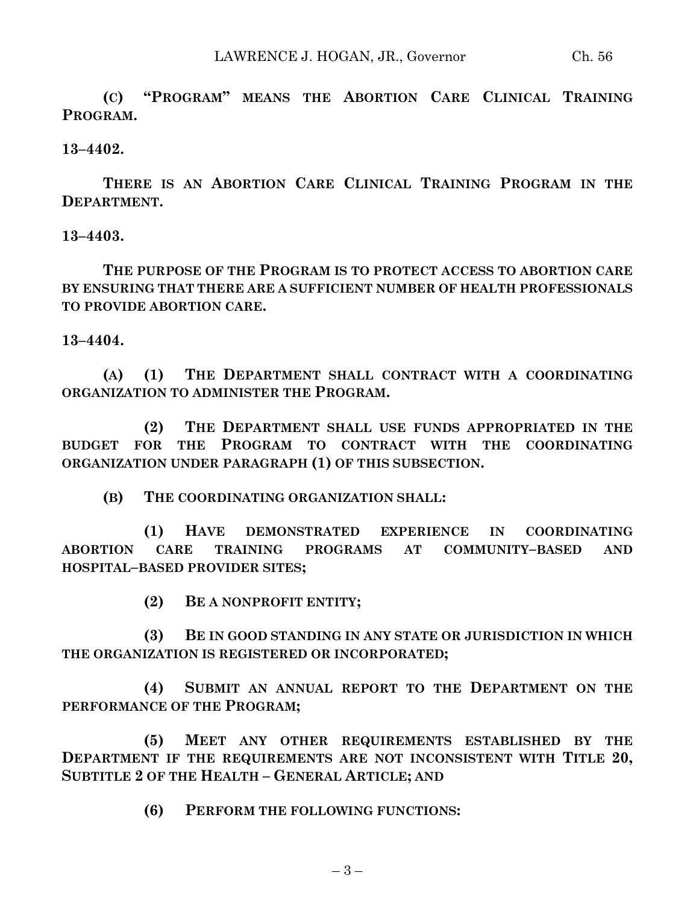**(C) "PROGRAM" MEANS THE ABORTION CARE CLINICAL TRAINING PROGRAM.**

**13–4402.**

**THERE IS AN ABORTION CARE CLINICAL TRAINING PROGRAM IN THE DEPARTMENT.**

**13–4403.**

**THE PURPOSE OF THE PROGRAM IS TO PROTECT ACCESS TO ABORTION CARE BY ENSURING THAT THERE ARE A SUFFICIENT NUMBER OF HEALTH PROFESSIONALS TO PROVIDE ABORTION CARE.**

**13–4404.**

**(A) (1) THE DEPARTMENT SHALL CONTRACT WITH A COORDINATING ORGANIZATION TO ADMINISTER THE PROGRAM.**

**(2) THE DEPARTMENT SHALL USE FUNDS APPROPRIATED IN THE BUDGET FOR THE PROGRAM TO CONTRACT WITH THE COORDINATING ORGANIZATION UNDER PARAGRAPH (1) OF THIS SUBSECTION.**

**(B) THE COORDINATING ORGANIZATION SHALL:**

**(1) HAVE DEMONSTRATED EXPERIENCE IN COORDINATING ABORTION CARE TRAINING PROGRAMS AT COMMUNITY–BASED AND HOSPITAL–BASED PROVIDER SITES;**

**(2) BE A NONPROFIT ENTITY;**

**(3) BE IN GOOD STANDING IN ANY STATE OR JURISDICTION IN WHICH THE ORGANIZATION IS REGISTERED OR INCORPORATED;**

**(4) SUBMIT AN ANNUAL REPORT TO THE DEPARTMENT ON THE PERFORMANCE OF THE PROGRAM;**

**(5) MEET ANY OTHER REQUIREMENTS ESTABLISHED BY THE DEPARTMENT IF THE REQUIREMENTS ARE NOT INCONSISTENT WITH TITLE 20, SUBTITLE 2 OF THE HEALTH – GENERAL ARTICLE; AND**

**(6) PERFORM THE FOLLOWING FUNCTIONS:**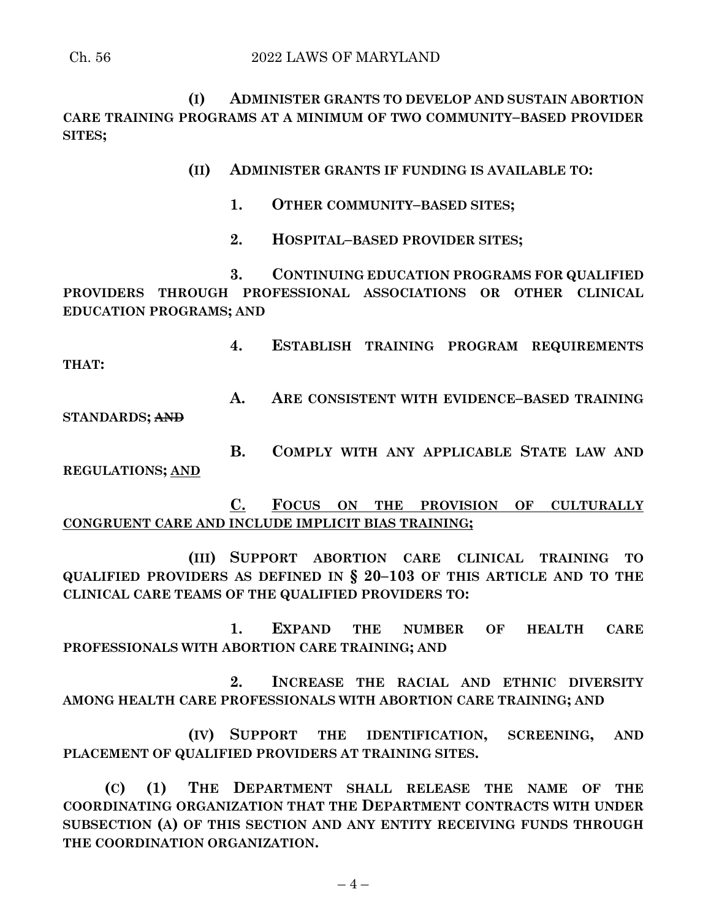**(I) ADMINISTER GRANTS TO DEVELOP AND SUSTAIN ABORTION CARE TRAINING PROGRAMS AT A MINIMUM OF TWO COMMUNITY–BASED PROVIDER SITES;**

**(II) ADMINISTER GRANTS IF FUNDING IS AVAILABLE TO:**

**1. OTHER COMMUNITY–BASED SITES;**

**2. HOSPITAL–BASED PROVIDER SITES;**

**3. CONTINUING EDUCATION PROGRAMS FOR QUALIFIED PROVIDERS THROUGH PROFESSIONAL ASSOCIATIONS OR OTHER CLINICAL EDUCATION PROGRAMS; AND**

**4. ESTABLISH TRAINING PROGRAM REQUIREMENTS THAT:**

**A. ARE CONSISTENT WITH EVIDENCE–BASED TRAINING STANDARDS;** ~~**AND**~~

**B. COMPLY WITH ANY APPLICABLE STATE LAW AND REGULATIONS;** <u>**AND**</u>

<u>**C. FOCUS ON THE PROVISION OF CULTURALLY CONGRUENT CARE AND INCLUDE IMPLICIT BIAS TRAINING;**</u>

**(III) SUPPORT ABORTION CARE CLINICAL TRAINING TO QUALIFIED PROVIDERS AS DEFINED IN § 20–103 OF THIS ARTICLE AND TO THE CLINICAL CARE TEAMS OF THE QUALIFIED PROVIDERS TO:**

**1. EXPAND THE NUMBER OF HEALTH CARE PROFESSIONALS WITH ABORTION CARE TRAINING; AND**

**2. INCREASE THE RACIAL AND ETHNIC DIVERSITY AMONG HEALTH CARE PROFESSIONALS WITH ABORTION CARE TRAINING; AND**

**(IV) SUPPORT THE IDENTIFICATION, SCREENING, AND PLACEMENT OF QUALIFIED PROVIDERS AT TRAINING SITES.**

**(C) (1) THE DEPARTMENT SHALL RELEASE THE NAME OF THE COORDINATING ORGANIZATION THAT THE DEPARTMENT CONTRACTS WITH UNDER SUBSECTION (A) OF THIS SECTION AND ANY ENTITY RECEIVING FUNDS THROUGH THE COORDINATION ORGANIZATION.**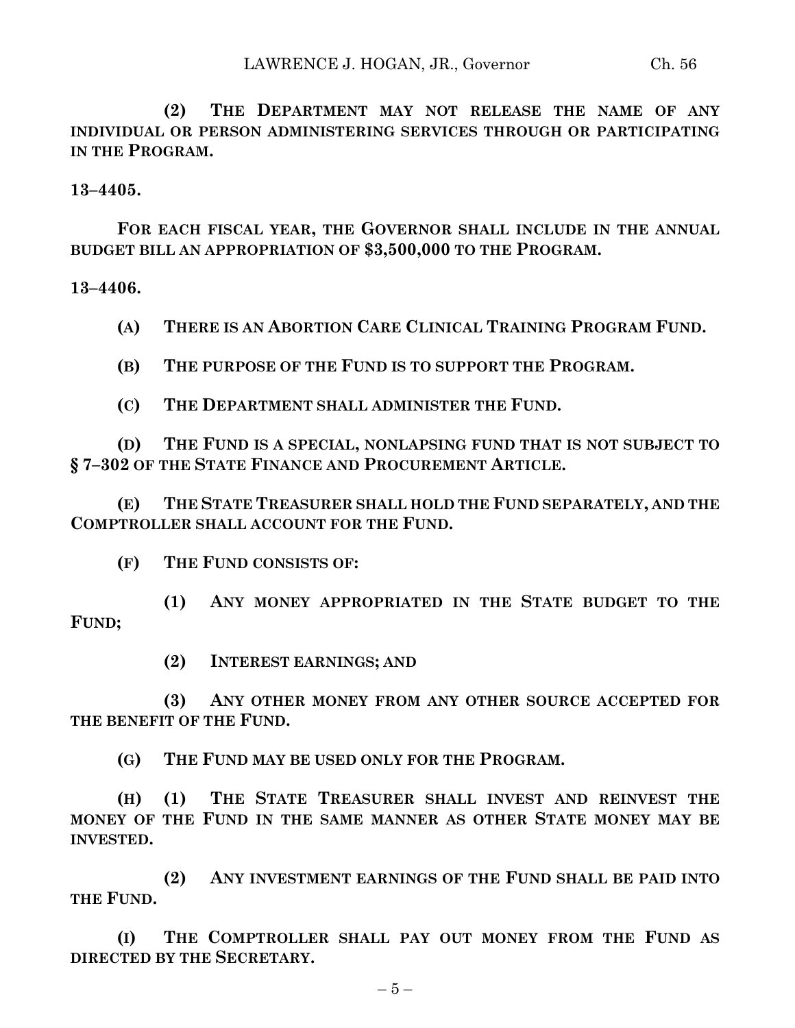**(2) THE DEPARTMENT MAY NOT RELEASE THE NAME OF ANY INDIVIDUAL OR PERSON ADMINISTERING SERVICES THROUGH OR PARTICIPATING IN THE PROGRAM.**

**13–4405.**

**FOR EACH FISCAL YEAR, THE GOVERNOR SHALL INCLUDE IN THE ANNUAL BUDGET BILL AN APPROPRIATION OF $3,500,000 TO THE PROGRAM.**

**13–4406.**

**(A) THERE IS AN ABORTION CARE CLINICAL TRAINING PROGRAM FUND.**

**(B) THE PURPOSE OF THE FUND IS TO SUPPORT THE PROGRAM.**

**(C) THE DEPARTMENT SHALL ADMINISTER THE FUND.**

**(D) THE FUND IS A SPECIAL, NONLAPSING FUND THAT IS NOT SUBJECT TO § 7–302 OF THE STATE FINANCE AND PROCUREMENT ARTICLE.**

**(E) THE STATE TREASURER SHALL HOLD THE FUND SEPARATELY, AND THE COMPTROLLER SHALL ACCOUNT FOR THE FUND.**

**(F) THE FUND CONSISTS OF:**

**(1) ANY MONEY APPROPRIATED IN THE STATE BUDGET TO THE FUND;**

**(2) INTEREST EARNINGS; AND**

**(3) ANY OTHER MONEY FROM ANY OTHER SOURCE ACCEPTED FOR THE BENEFIT OF THE FUND.**

**(G) THE FUND MAY BE USED ONLY FOR THE PROGRAM.**

**(H) (1) THE STATE TREASURER SHALL INVEST AND REINVEST THE MONEY OF THE FUND IN THE SAME MANNER AS OTHER STATE MONEY MAY BE INVESTED.**

**(2) ANY INVESTMENT EARNINGS OF THE FUND SHALL BE PAID INTO THE FUND.**

**(I) THE COMPTROLLER SHALL PAY OUT MONEY FROM THE FUND AS DIRECTED BY THE SECRETARY.**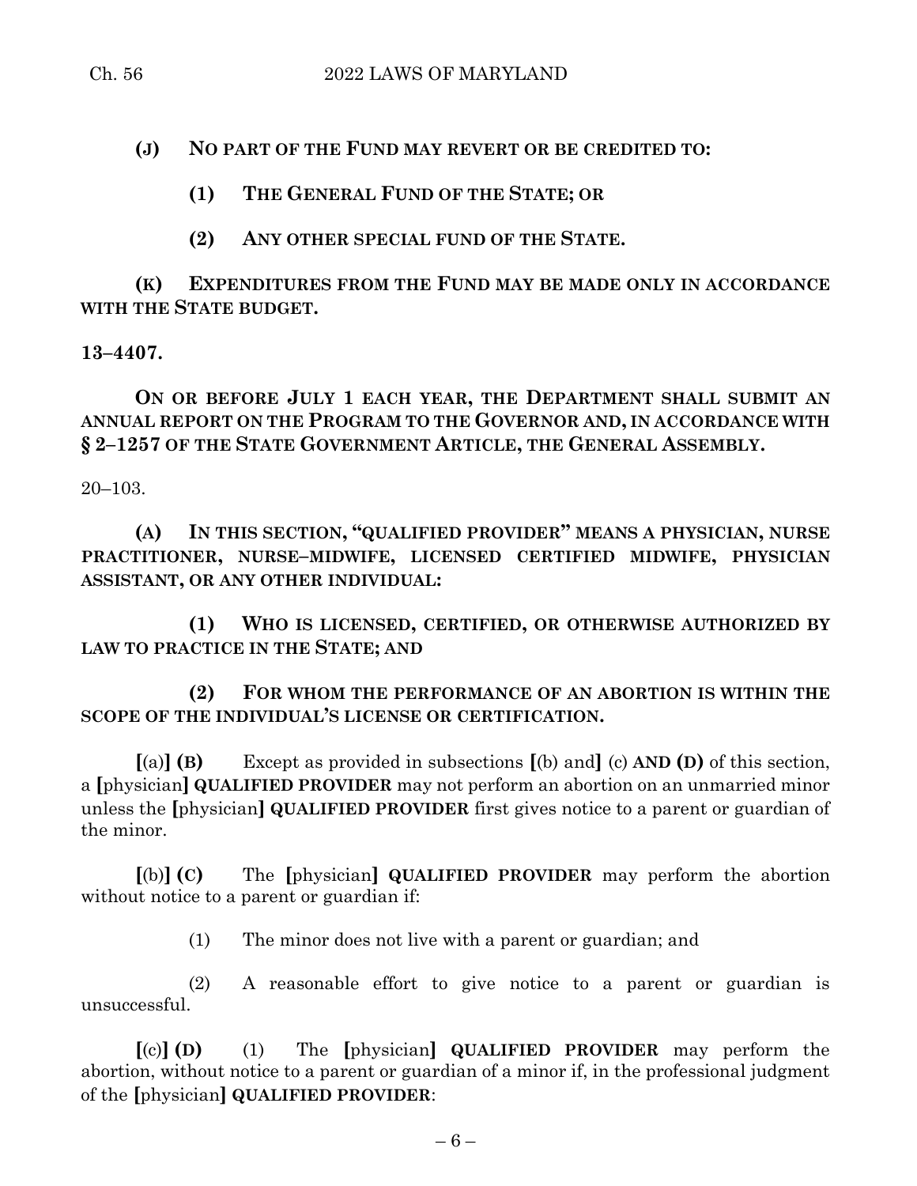**(J) NO PART OF THE FUND MAY REVERT OR BE CREDITED TO:**

**(1) THE GENERAL FUND OF THE STATE; OR**

**(2) ANY OTHER SPECIAL FUND OF THE STATE.**

**(K) EXPENDITURES FROM THE FUND MAY BE MADE ONLY IN ACCORDANCE WITH THE STATE BUDGET.**

**13–4407.**

**ON OR BEFORE JULY 1 EACH YEAR, THE DEPARTMENT SHALL SUBMIT AN ANNUAL REPORT ON THE PROGRAM TO THE GOVERNOR AND, IN ACCORDANCE WITH § 2–1257 OF THE STATE GOVERNMENT ARTICLE, THE GENERAL ASSEMBLY.**

20–103.

**(A) IN THIS SECTION, "QUALIFIED PROVIDER" MEANS A PHYSICIAN, NURSE PRACTITIONER, NURSE–MIDWIFE, LICENSED CERTIFIED MIDWIFE, PHYSICIAN ASSISTANT, OR ANY OTHER INDIVIDUAL:**

**(1) WHO IS LICENSED, CERTIFIED, OR OTHERWISE AUTHORIZED BY LAW TO PRACTICE IN THE STATE; AND**

**(2) FOR WHOM THE PERFORMANCE OF AN ABORTION IS WITHIN THE SCOPE OF THE INDIVIDUAL'S LICENSE OR CERTIFICATION.**

**[**(a)**] (B)** Except as provided in subsections **[**(b) and**]** (c) **AND (D)** of this section, a **[**physician**] QUALIFIED PROVIDER** may not perform an abortion on an unmarried minor unless the **[**physician**] QUALIFIED PROVIDER** first gives notice to a parent or guardian of the minor.

**[**(b)**] (C)** The **[**physician**] QUALIFIED PROVIDER** may perform the abortion without notice to a parent or guardian if:

(1) The minor does not live with a parent or guardian; and

(2) A reasonable effort to give notice to a parent or guardian is unsuccessful.

**[**(c)**] (D)** (1) The **[**physician**] QUALIFIED PROVIDER** may perform the abortion, without notice to a parent or guardian of a minor if, in the professional judgment of the **[**physician**] QUALIFIED PROVIDER**: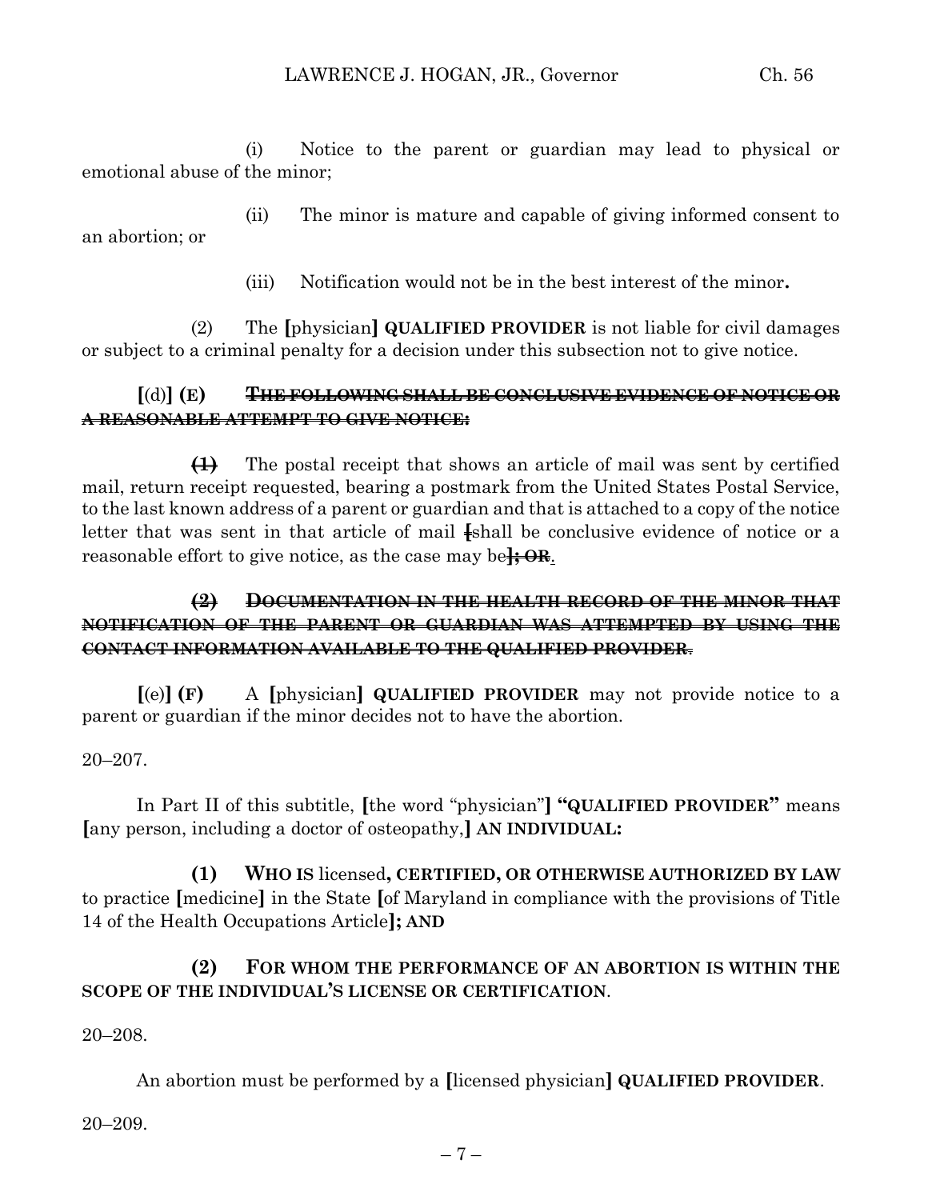(i) Notice to the parent or guardian may lead to physical or emotional abuse of the minor;

(ii) The minor is mature and capable of giving informed consent to an abortion; or

(iii) Notification would not be in the best interest of the minor**.**

(2) The **[**physician**]** **QUALIFIED PROVIDER** is not liable for civil damages or subject to a criminal penalty for a decision under this subsection not to give notice.

**[**(d)**]** **(E)** ~~**THE FOLLOWING SHALL BE CONCLUSIVE EVIDENCE OF NOTICE OR A REASONABLE ATTEMPT TO GIVE NOTICE:**~~

~~**(1)**~~ The postal receipt that shows an article of mail was sent by certified mail, return receipt requested, bearing a postmark from the United States Postal Service, to the last known address of a parent or guardian and that is attached to a copy of the notice letter that was sent in that article of mail ~~**[**~~shall be conclusive evidence of notice or a reasonable effort to give notice, as the case may be~~**]; OR**~~.

~~**(2) DOCUMENTATION IN THE HEALTH RECORD OF THE MINOR THAT NOTIFICATION OF THE PARENT OR GUARDIAN WAS ATTEMPTED BY USING THE CONTACT INFORMATION AVAILABLE TO THE QUALIFIED PROVIDER.**~~

**[**(e)**]** **(F)** A **[**physician**]** **QUALIFIED PROVIDER** may not provide notice to a parent or guardian if the minor decides not to have the abortion.

20–207.

In Part II of this subtitle, **[**the word "physician"**]** **"QUALIFIED PROVIDER"** means **[**any person, including a doctor of osteopathy,**]** **AN INDIVIDUAL:**

**(1) WHO IS** licensed**, CERTIFIED, OR OTHERWISE AUTHORIZED BY LAW** to practice **[**medicine**]** in the State **[**of Maryland in compliance with the provisions of Title 14 of the Health Occupations Article**]; AND**

**(2) FOR WHOM THE PERFORMANCE OF AN ABORTION IS WITHIN THE SCOPE OF THE INDIVIDUAL'S LICENSE OR CERTIFICATION**.

20–208.

An abortion must be performed by a **[**licensed physician**]** **QUALIFIED PROVIDER**.

20–209.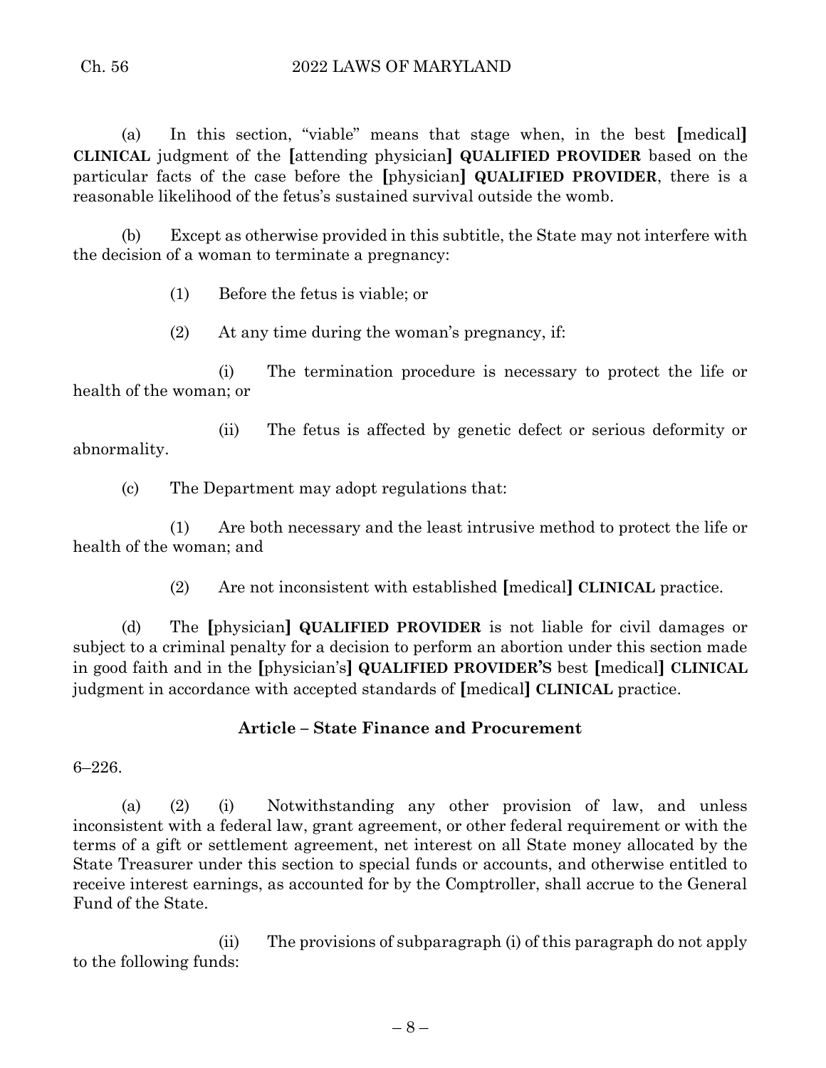(a) In this section, "viable" means that stage when, in the best **[**medical**]** **CLINICAL** judgment of the **[**attending physician**]** **QUALIFIED PROVIDER** based on the particular facts of the case before the **[**physician**]** **QUALIFIED PROVIDER**, there is a reasonable likelihood of the fetus's sustained survival outside the womb.

(b) Except as otherwise provided in this subtitle, the State may not interfere with the decision of a woman to terminate a pregnancy:

(1) Before the fetus is viable; or

(2) At any time during the woman's pregnancy, if:

(i) The termination procedure is necessary to protect the life or health of the woman; or

(ii) The fetus is affected by genetic defect or serious deformity or abnormality.

(c) The Department may adopt regulations that:

(1) Are both necessary and the least intrusive method to protect the life or health of the woman; and

(2) Are not inconsistent with established **[**medical**]** **CLINICAL** practice.

(d) The **[**physician**]** **QUALIFIED PROVIDER** is not liable for civil damages or subject to a criminal penalty for a decision to perform an abortion under this section made in good faith and in the **[**physician's**]** **QUALIFIED PROVIDER'S** best **[**medical**]** **CLINICAL** judgment in accordance with accepted standards of **[**medical**]** **CLINICAL** practice.

**Article – State Finance and Procurement**

6–226.

(a) (2) (i) Notwithstanding any other provision of law, and unless inconsistent with a federal law, grant agreement, or other federal requirement or with the terms of a gift or settlement agreement, net interest on all State money allocated by the State Treasurer under this section to special funds or accounts, and otherwise entitled to receive interest earnings, as accounted for by the Comptroller, shall accrue to the General Fund of the State.

(ii) The provisions of subparagraph (i) of this paragraph do not apply to the following funds: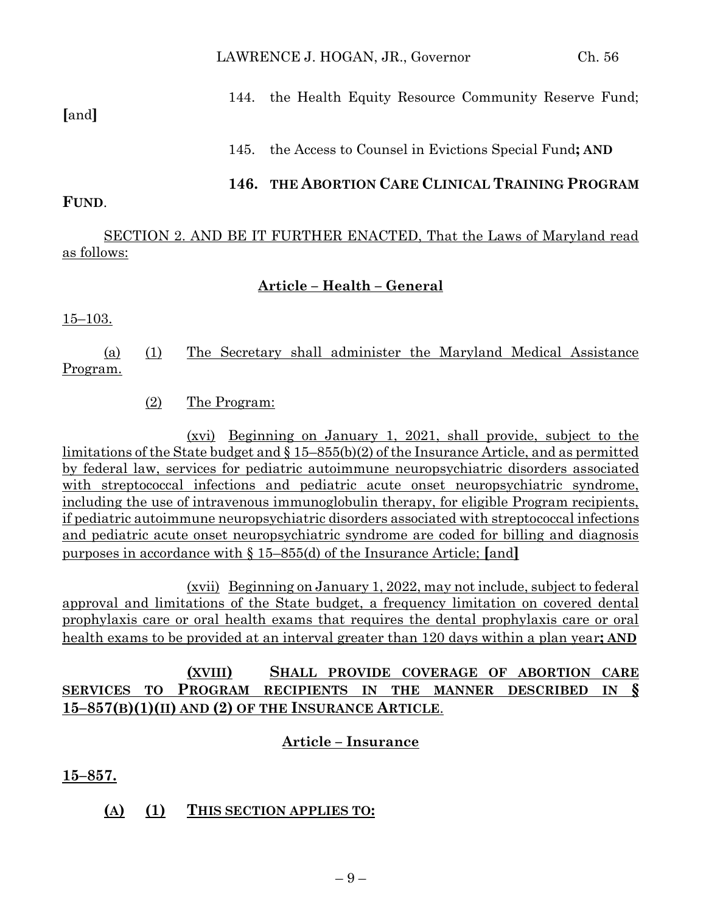144. the Health Equity Resource Community Reserve Fund; [and]

145. the Access to Counsel in Evictions Special Fund**; AND**

**146. THE ABORTION CARE CLINICAL TRAINING PROGRAM FUND**.

SECTION 2. AND BE IT FURTHER ENACTED, That the Laws of Maryland read as follows:

**Article – Health – General**

15–103.

(a) (1) The Secretary shall administer the Maryland Medical Assistance Program.

(2) The Program:

(xvi) Beginning on January 1, 2021, shall provide, subject to the limitations of the State budget and § 15–855(b)(2) of the Insurance Article, and as permitted by federal law, services for pediatric autoimmune neuropsychiatric disorders associated with streptococcal infections and pediatric acute onset neuropsychiatric syndrome, including the use of intravenous immunoglobulin therapy, for eligible Program recipients, if pediatric autoimmune neuropsychiatric disorders associated with streptococcal infections and pediatric acute onset neuropsychiatric syndrome are coded for billing and diagnosis purposes in accordance with § 15–855(d) of the Insurance Article; [and]

(xvii) Beginning on January 1, 2022, may not include, subject to federal approval and limitations of the State budget, a frequency limitation on covered dental prophylaxis care or oral health exams that requires the dental prophylaxis care or oral health exams to be provided at an interval greater than 120 days within a plan year**; AND**

**(XVIII) SHALL PROVIDE COVERAGE OF ABORTION CARE SERVICES TO PROGRAM RECIPIENTS IN THE MANNER DESCRIBED IN § 15–857(B)(1)(II) AND (2) OF THE INSURANCE ARTICLE**.

**Article – Insurance**

**15–857.**

**(A) (1) THIS SECTION APPLIES TO:**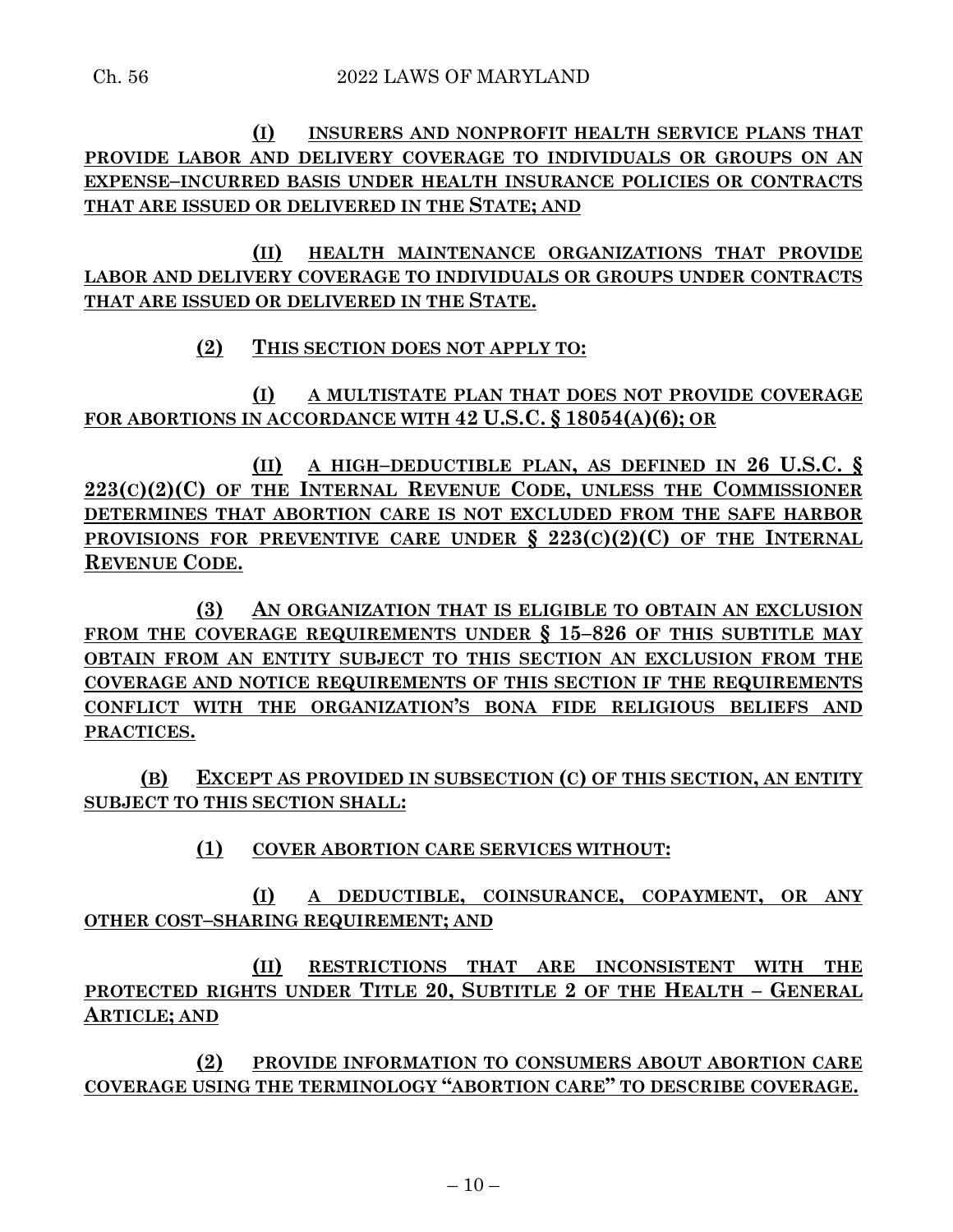(I) INSURERS AND NONPROFIT HEALTH SERVICE PLANS THAT PROVIDE LABOR AND DELIVERY COVERAGE TO INDIVIDUALS OR GROUPS ON AN EXPENSE–INCURRED BASIS UNDER HEALTH INSURANCE POLICIES OR CONTRACTS THAT ARE ISSUED OR DELIVERED IN THE STATE; AND

(II) HEALTH MAINTENANCE ORGANIZATIONS THAT PROVIDE LABOR AND DELIVERY COVERAGE TO INDIVIDUALS OR GROUPS UNDER CONTRACTS THAT ARE ISSUED OR DELIVERED IN THE STATE.

(2) THIS SECTION DOES NOT APPLY TO:

(I) A MULTISTATE PLAN THAT DOES NOT PROVIDE COVERAGE FOR ABORTIONS IN ACCORDANCE WITH 42 U.S.C. § 18054(A)(6); OR

(II) A HIGH–DEDUCTIBLE PLAN, AS DEFINED IN 26 U.S.C. § 223(C)(2)(C) OF THE INTERNAL REVENUE CODE, UNLESS THE COMMISSIONER DETERMINES THAT ABORTION CARE IS NOT EXCLUDED FROM THE SAFE HARBOR PROVISIONS FOR PREVENTIVE CARE UNDER § 223(C)(2)(C) OF THE INTERNAL REVENUE CODE.

(3) AN ORGANIZATION THAT IS ELIGIBLE TO OBTAIN AN EXCLUSION FROM THE COVERAGE REQUIREMENTS UNDER § 15–826 OF THIS SUBTITLE MAY OBTAIN FROM AN ENTITY SUBJECT TO THIS SECTION AN EXCLUSION FROM THE COVERAGE AND NOTICE REQUIREMENTS OF THIS SECTION IF THE REQUIREMENTS CONFLICT WITH THE ORGANIZATION'S BONA FIDE RELIGIOUS BELIEFS AND PRACTICES.

(B) EXCEPT AS PROVIDED IN SUBSECTION (C) OF THIS SECTION, AN ENTITY SUBJECT TO THIS SECTION SHALL:

(1) COVER ABORTION CARE SERVICES WITHOUT:

(I) A DEDUCTIBLE, COINSURANCE, COPAYMENT, OR ANY OTHER COST–SHARING REQUIREMENT; AND

(II) RESTRICTIONS THAT ARE INCONSISTENT WITH THE PROTECTED RIGHTS UNDER TITLE 20, SUBTITLE 2 OF THE HEALTH – GENERAL ARTICLE; AND

(2) PROVIDE INFORMATION TO CONSUMERS ABOUT ABORTION CARE COVERAGE USING THE TERMINOLOGY "ABORTION CARE" TO DESCRIBE COVERAGE.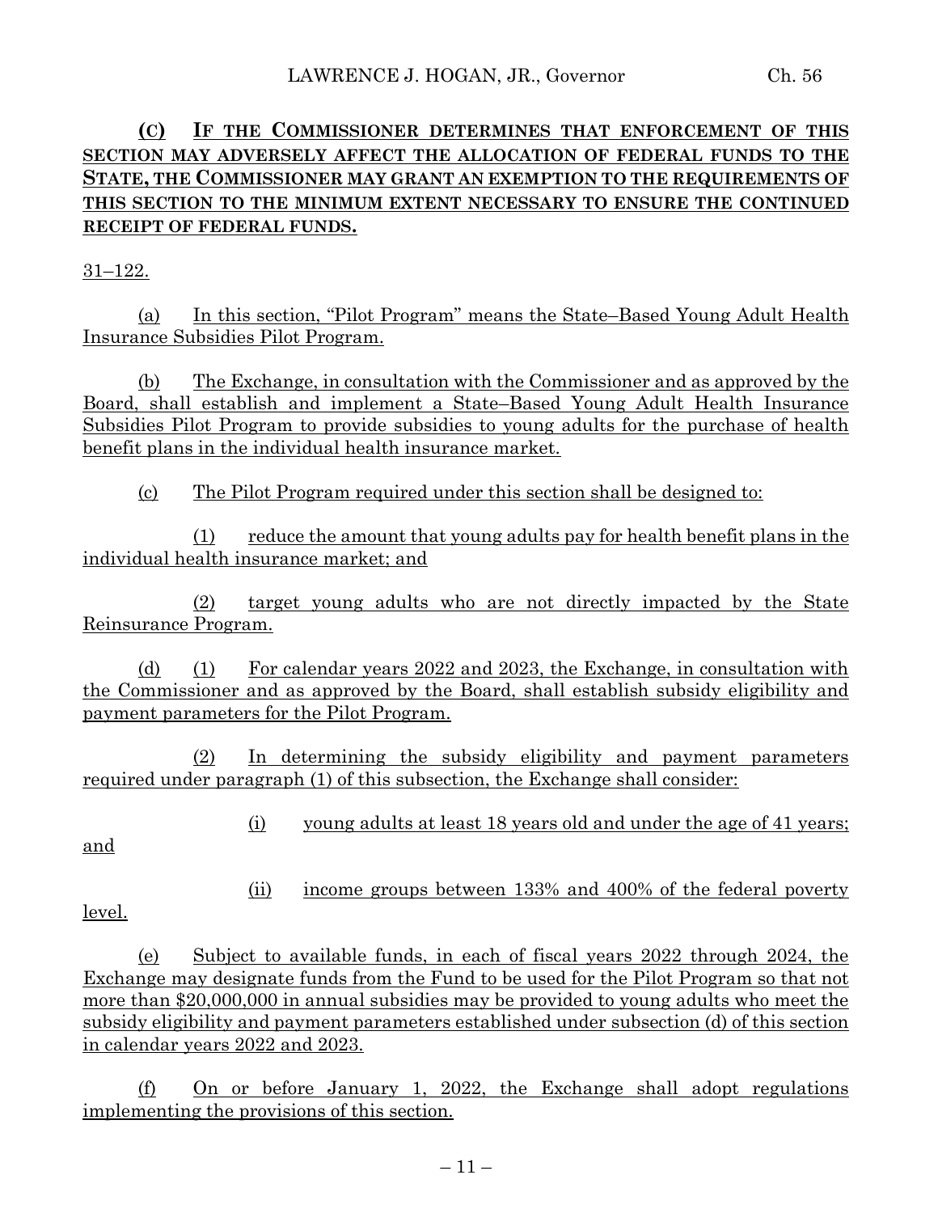**(C) IF THE COMMISSIONER DETERMINES THAT ENFORCEMENT OF THIS SECTION MAY ADVERSELY AFFECT THE ALLOCATION OF FEDERAL FUNDS TO THE STATE, THE COMMISSIONER MAY GRANT AN EXEMPTION TO THE REQUIREMENTS OF THIS SECTION TO THE MINIMUM EXTENT NECESSARY TO ENSURE THE CONTINUED RECEIPT OF FEDERAL FUNDS.**

31–122.

(a) In this section, "Pilot Program" means the State–Based Young Adult Health Insurance Subsidies Pilot Program.

(b) The Exchange, in consultation with the Commissioner and as approved by the Board, shall establish and implement a State–Based Young Adult Health Insurance Subsidies Pilot Program to provide subsidies to young adults for the purchase of health benefit plans in the individual health insurance market.

(c) The Pilot Program required under this section shall be designed to:

(1) reduce the amount that young adults pay for health benefit plans in the individual health insurance market; and

(2) target young adults who are not directly impacted by the State Reinsurance Program.

(d) (1) For calendar years 2022 and 2023, the Exchange, in consultation with the Commissioner and as approved by the Board, shall establish subsidy eligibility and payment parameters for the Pilot Program.

(2) In determining the subsidy eligibility and payment parameters required under paragraph (1) of this subsection, the Exchange shall consider:

(i) young adults at least 18 years old and under the age of 41 years; and

(ii) income groups between 133% and 400% of the federal poverty level.

(e) Subject to available funds, in each of fiscal years 2022 through 2024, the Exchange may designate funds from the Fund to be used for the Pilot Program so that not more than $20,000,000 in annual subsidies may be provided to young adults who meet the subsidy eligibility and payment parameters established under subsection (d) of this section in calendar years 2022 and 2023.

(f) On or before January 1, 2022, the Exchange shall adopt regulations implementing the provisions of this section.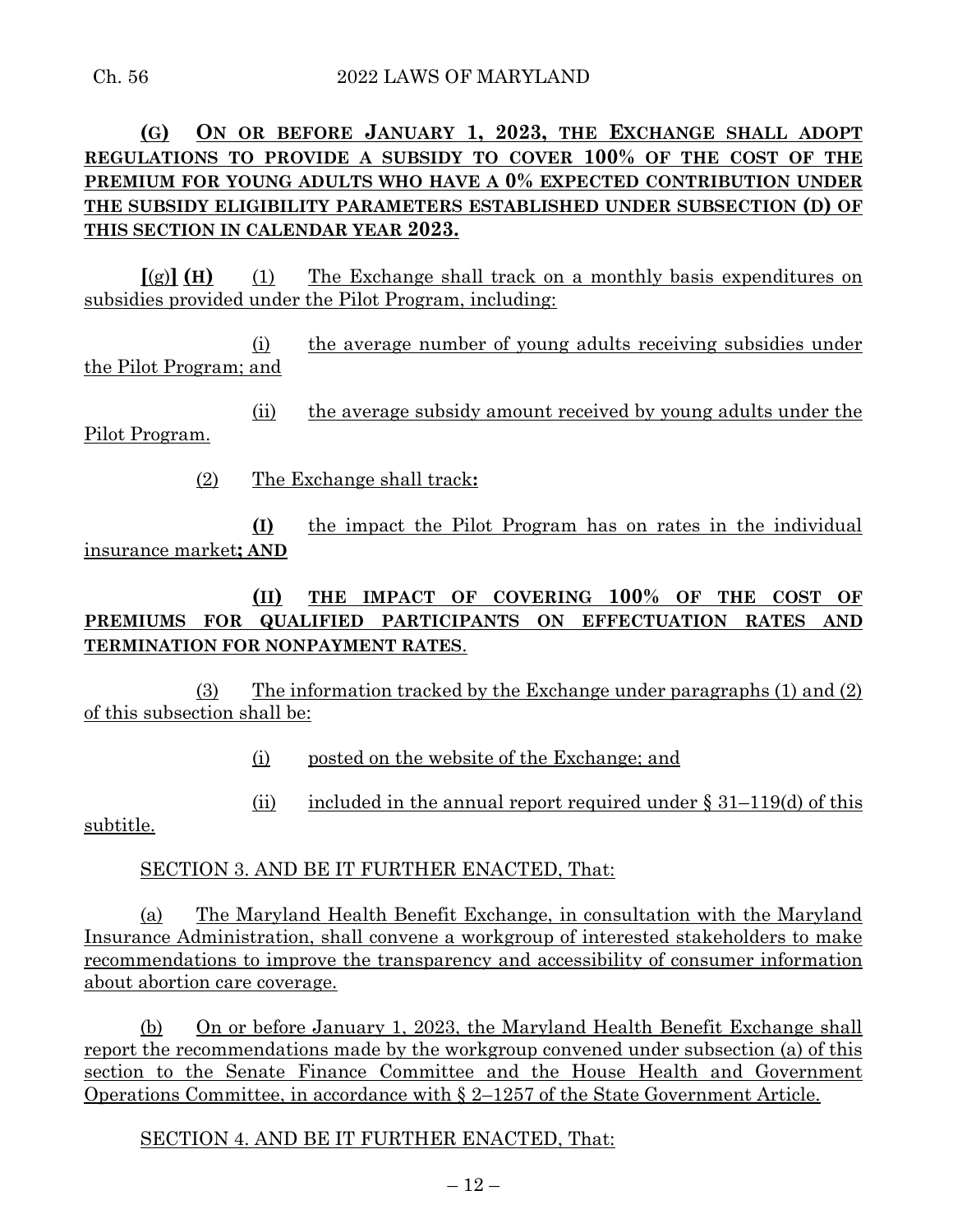**(G) ON OR BEFORE JANUARY 1, 2023, THE EXCHANGE SHALL ADOPT REGULATIONS TO PROVIDE A SUBSIDY TO COVER 100% OF THE COST OF THE PREMIUM FOR YOUNG ADULTS WHO HAVE A 0% EXPECTED CONTRIBUTION UNDER THE SUBSIDY ELIGIBILITY PARAMETERS ESTABLISHED UNDER SUBSECTION (D) OF THIS SECTION IN CALENDAR YEAR 2023.**

**[**(g)**] (H)** (1) The Exchange shall track on a monthly basis expenditures on subsidies provided under the Pilot Program, including:

(i) the average number of young adults receiving subsidies under the Pilot Program; and

(ii) the average subsidy amount received by young adults under the Pilot Program.

(2) The Exchange shall track**:**

**(I)** the impact the Pilot Program has on rates in the individual insurance market**; AND**

**(II) THE IMPACT OF COVERING 100% OF THE COST OF PREMIUMS FOR QUALIFIED PARTICIPANTS ON EFFECTUATION RATES AND TERMINATION FOR NONPAYMENT RATES**.

(3) The information tracked by the Exchange under paragraphs (1) and (2) of this subsection shall be:

(i) posted on the website of the Exchange; and

(ii) included in the annual report required under § 31–119(d) of this subtitle.

SECTION 3. AND BE IT FURTHER ENACTED, That:

(a) The Maryland Health Benefit Exchange, in consultation with the Maryland Insurance Administration, shall convene a workgroup of interested stakeholders to make recommendations to improve the transparency and accessibility of consumer information about abortion care coverage.

(b) On or before January 1, 2023, the Maryland Health Benefit Exchange shall report the recommendations made by the workgroup convened under subsection (a) of this section to the Senate Finance Committee and the House Health and Government Operations Committee, in accordance with § 2–1257 of the State Government Article.

SECTION 4. AND BE IT FURTHER ENACTED, That: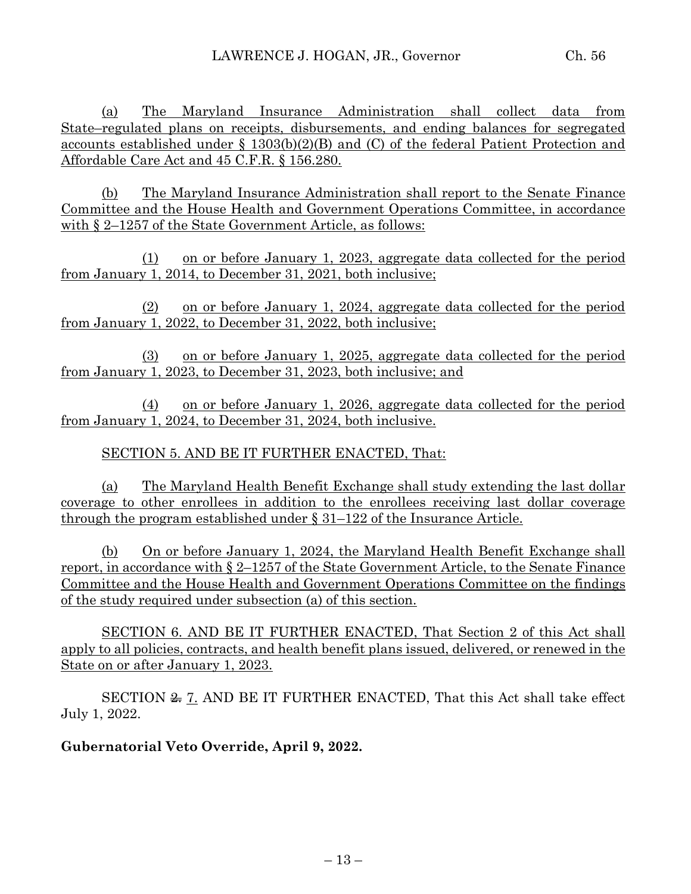(a) The Maryland Insurance Administration shall collect data from State–regulated plans on receipts, disbursements, and ending balances for segregated accounts established under § 1303(b)(2)(B) and (C) of the federal Patient Protection and Affordable Care Act and 45 C.F.R. § 156.280.

(b) The Maryland Insurance Administration shall report to the Senate Finance Committee and the House Health and Government Operations Committee, in accordance with § 2–1257 of the State Government Article, as follows:

(1) on or before January 1, 2023, aggregate data collected for the period from January 1, 2014, to December 31, 2021, both inclusive;

(2) on or before January 1, 2024, aggregate data collected for the period from January 1, 2022, to December 31, 2022, both inclusive;

(3) on or before January 1, 2025, aggregate data collected for the period from January 1, 2023, to December 31, 2023, both inclusive; and

(4) on or before January 1, 2026, aggregate data collected for the period from January 1, 2024, to December 31, 2024, both inclusive.

SECTION 5. AND BE IT FURTHER ENACTED, That:

(a) The Maryland Health Benefit Exchange shall study extending the last dollar coverage to other enrollees in addition to the enrollees receiving last dollar coverage through the program established under § 31–122 of the Insurance Article.

(b) On or before January 1, 2024, the Maryland Health Benefit Exchange shall report, in accordance with § 2–1257 of the State Government Article, to the Senate Finance Committee and the House Health and Government Operations Committee on the findings of the study required under subsection (a) of this section.

SECTION 6. AND BE IT FURTHER ENACTED, That Section 2 of this Act shall apply to all policies, contracts, and health benefit plans issued, delivered, or renewed in the State on or after January 1, 2023.

SECTION ~~2.~~ 7. AND BE IT FURTHER ENACTED, That this Act shall take effect July 1, 2022.

**Gubernatorial Veto Override, April 9, 2022.**